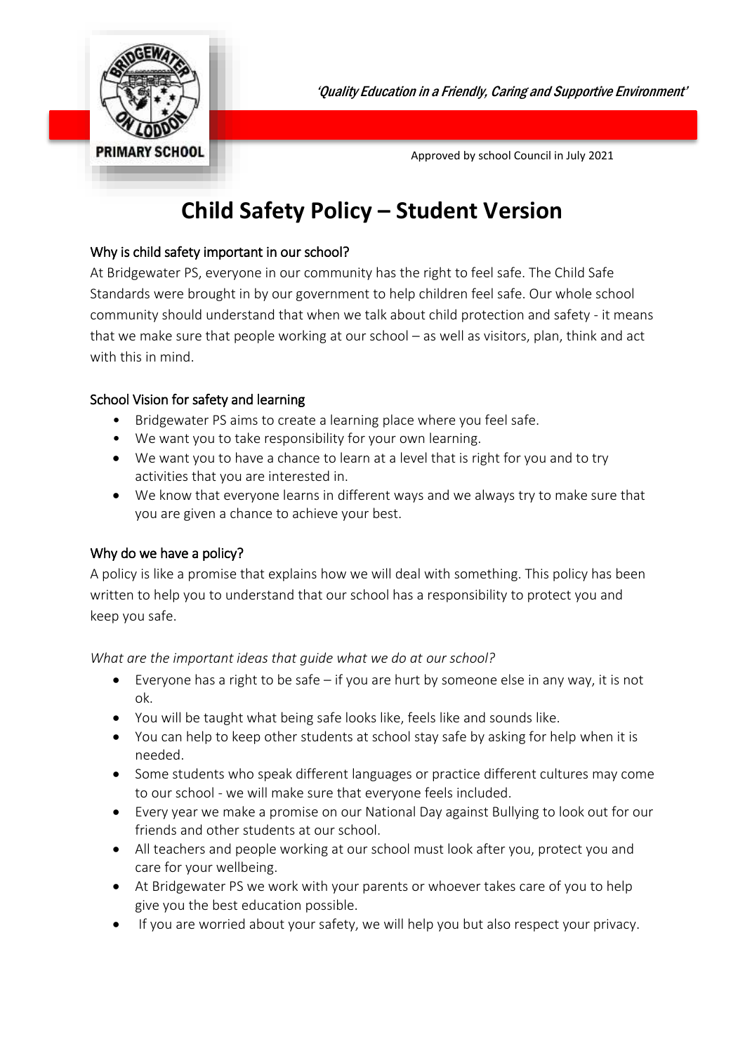PRIMARY SCHOOL

*'Quality Education in a Friendly, Caring and Supportive Environment'*

Approved by school Council in July 2021

# Child Safety Policy – Student Version

## Why is child safety important in our school?

At Bridgewater PS, everyone in our community has the right to feel safe. The Child Safe Standards were brought in by our government to help children feel safe. Our whole school community should understand that when we talk about child protection and safety - it means that we make sure that people working at our school – as well as visitors, plan, think and act with this in mind.

## School Vision for safety and learning

- Bridgewater PS aims to create a learning place where you feel safe.
- We want you to take responsibility for your own learning.
- We want you to have a chance to learn at a level that is right for you and to try activities that you are interested in.
- We know that everyone learns in different ways and we always try to make sure that you are given a chance to achieve your best.

## Why do we have a policy?

A policy is like a promise that explains how we will deal with something. This policy has been written to help you to understand that our school has a responsibility to protect you and keep you safe.

*What are the important ideas that guide what we do at our school?*

- Everyone has a right to be safe – if you are hurt by someone else in any way, it is not ok.
- You will be taught what being safe looks like, feels like and sounds like.
- You can help to keep other students at school stay safe by asking for help when it is needed.
- Some students who speak different languages or practice different cultures may come to our school - we will make sure that everyone feels included.
- Every year we make a promise on our National Day against Bullying to look out for our friends and other students at our school.
- All teachers and people working at our school must look after you, protect you and care for your wellbeing.
- At Bridgewater PS we work with your parents or whoever takes care of you to help give you the best education possible.
- If you are worried about your safety, we will help you but also respect your privacy.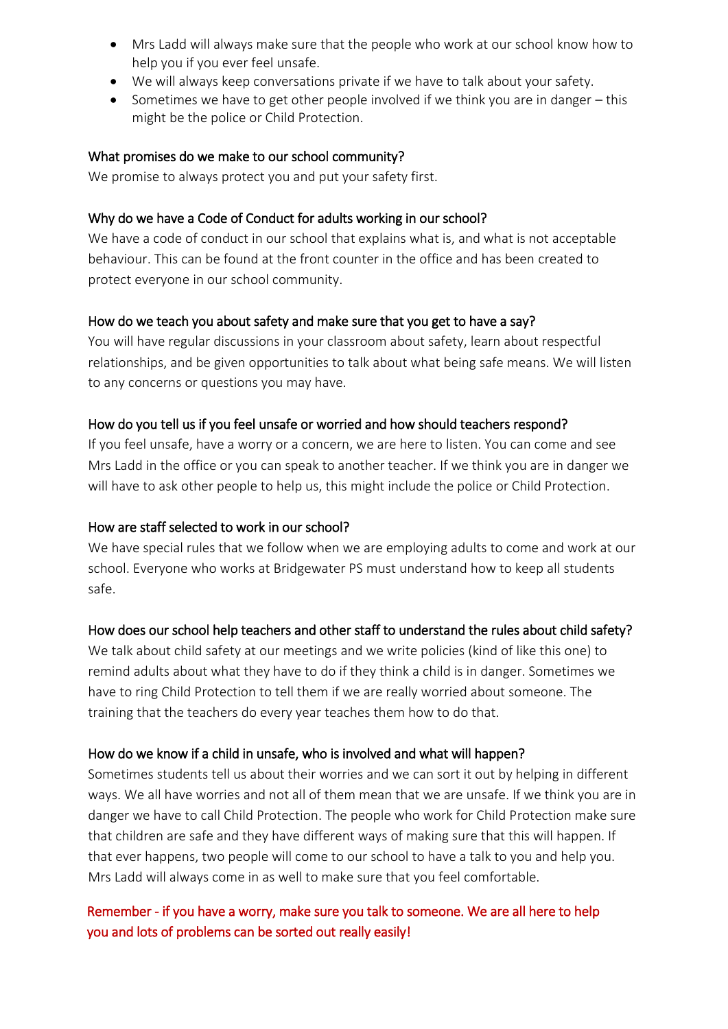- Mrs Ladd will always make sure that the people who work at our school know how to help you if you ever feel unsafe.
- We will always keep conversations private if we have to talk about your safety.
- Sometimes we have to get other people involved if we think you are in danger – this might be the police or Child Protection.

### What promises do we make to our school community?

We promise to always protect you and put your safety first.

### Why do we have a Code of Conduct for adults working in our school?

We have a code of conduct in our school that explains what is, and what is not acceptable behaviour. This can be found at the front counter in the office and has been created to protect everyone in our school community.

### How do we teach you about safety and make sure that you get to have a say?

You will have regular discussions in your classroom about safety, learn about respectful relationships, and be given opportunities to talk about what being safe means. We will listen to any concerns or questions you may have.

### How do you tell us if you feel unsafe or worried and how should teachers respond?

If you feel unsafe, have a worry or a concern, we are here to listen. You can come and see Mrs Ladd in the office or you can speak to another teacher. If we think you are in danger we will have to ask other people to help us, this might include the police or Child Protection.

### How are staff selected to work in our school?

We have special rules that we follow when we are employing adults to come and work at our school. Everyone who works at Bridgewater PS must understand how to keep all students safe.

### How does our school help teachers and other staff to understand the rules about child safety?

We talk about child safety at our meetings and we write policies (kind of like this one) to remind adults about what they have to do if they think a child is in danger. Sometimes we have to ring Child Protection to tell them if we are really worried about someone. The training that the teachers do every year teaches them how to do that.

### How do we know if a child in unsafe, who is involved and what will happen?

Sometimes students tell us about their worries and we can sort it out by helping in different ways. We all have worries and not all of them mean that we are unsafe. If we think you are in danger we have to call Child Protection. The people who work for Child Protection make sure that children are safe and they have different ways of making sure that this will happen. If that ever happens, two people will come to our school to have a talk to you and help you. Mrs Ladd will always come in as well to make sure that you feel comfortable.

Remember - if you have a worry, make sure you talk to someone. We are all here to help you and lots of problems can be sorted out really easily!